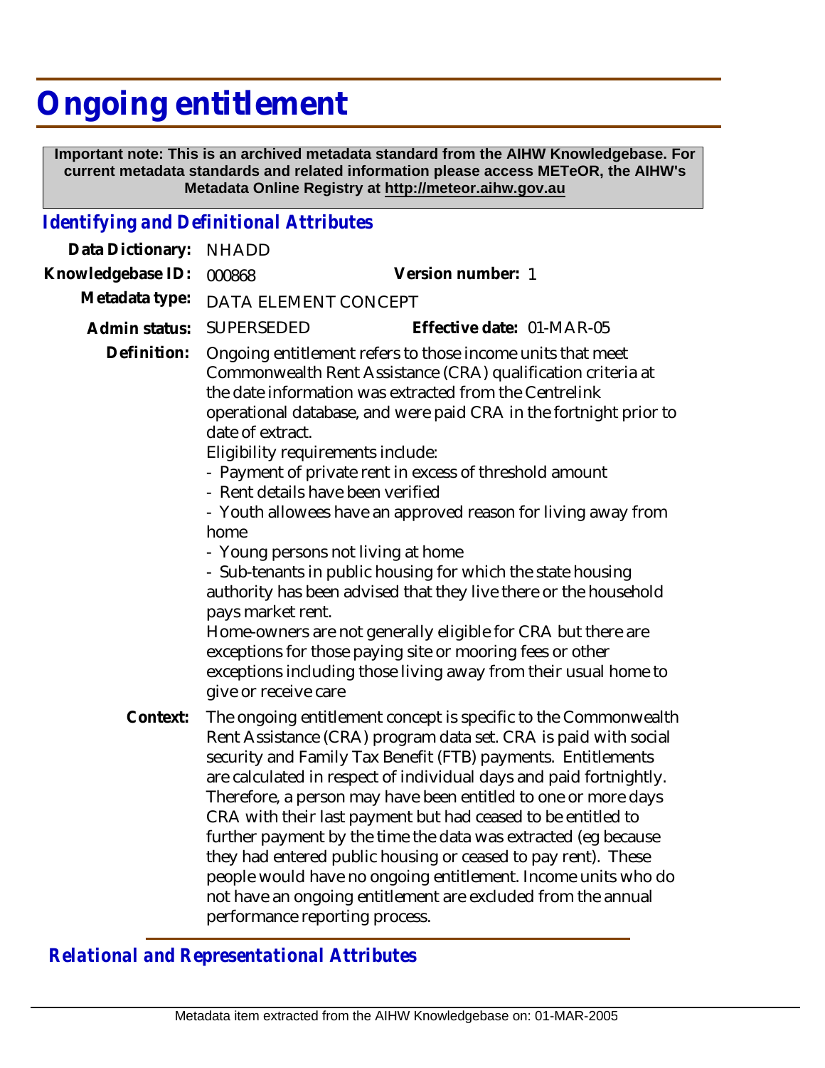# Ongoing entitlement

**Important note: This is an archived metadata standard from the AIHW Knowledgebase. For current metadata standards and related information please access METeOR, the AIHW's Metadata Online Registry at http://meteor.aihw.gov.au**

## *Identifying and Definitional Attributes*

**Data Dictionary:** NHADD

**Knowledgebase ID:** 000868 **Version number:** 1

**Metadata type:** DATA ELEMENT CONCEPT

**Admin status:** SUPERSEDED **Effective date:** 01-MAR-05

**Definition:** Ongoing entitlement refers to those income units that meet Commonwealth Rent Assistance (CRA) qualification criteria at the date information was extracted from the Centrelink operational database, and were paid CRA in the fortnight prior to date of extract.

Eligibility requirements include:

- Payment of private rent in excess of threshold amount
- Rent details have been verified
- Youth allowees have an approved reason for living away from home
- Young persons not living at home
- Sub-tenants in public housing for which the state housing authority has been advised that they live there or the household pays market rent.

Home-owners are not generally eligible for CRA but there are exceptions for those paying site or mooring fees or other exceptions including those living away from their usual home to give or receive care

**Context:** The ongoing entitlement concept is specific to the Commonwealth Rent Assistance (CRA) program data set. CRA is paid with social security and Family Tax Benefit (FTB) payments. Entitlements are calculated in respect of individual days and paid fortnightly. Therefore, a person may have been entitled to one or more days CRA with their last payment but had ceased to be entitled to further payment by the time the data was extracted (eg because they had entered public housing or ceased to pay rent). These people would have no ongoing entitlement. Income units who do not have an ongoing entitlement are excluded from the annual performance reporting process.

## *Relational and Representational Attributes*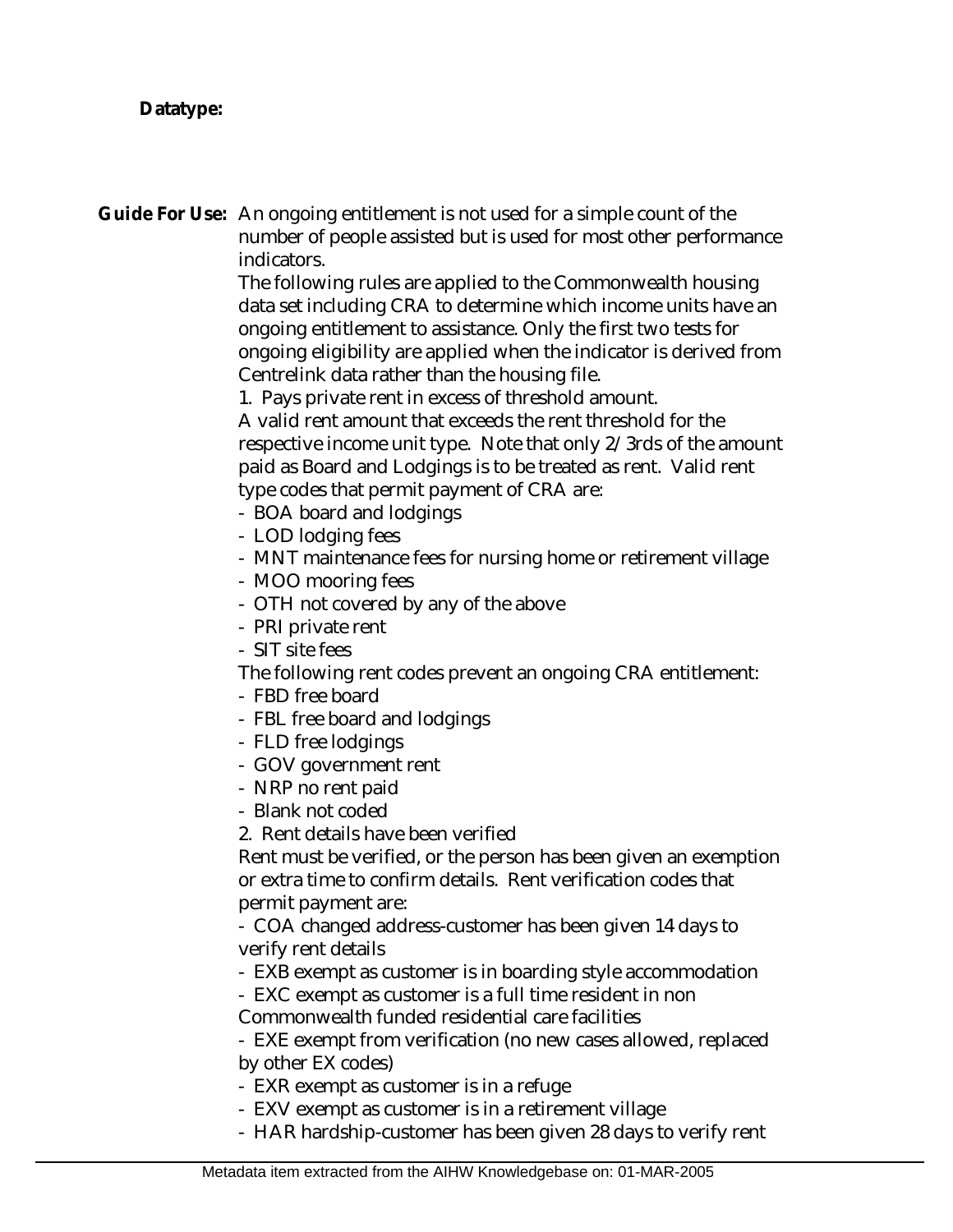**Datatype:**

**Guide For Use:** An ongoing entitlement is not used for a simple count of the number of people assisted but is used for most other performance indicators.

The following rules are applied to the Commonwealth housing data set including CRA to determine which income units have an ongoing entitlement to assistance. Only the first two tests for ongoing eligibility are applied when the indicator is derived from Centrelink data rather than the housing file.

1. Pays private rent in excess of threshold amount.

A valid rent amount that exceeds the rent threshold for the respective income unit type. Note that only 2/3rds of the amount paid as Board and Lodgings is to be treated as rent. Valid rent type codes that permit payment of CRA are:

- BOA board and lodgings
- LOD lodging fees
- MNT maintenance fees for nursing home or retirement village
- MOO mooring fees
- OTH not covered by any of the above
- PRI private rent
- SIT site fees

The following rent codes prevent an ongoing CRA entitlement:

- FBD free board
- FBL free board and lodgings
- FLD free lodgings
- GOV government rent
- NRP no rent paid
- Blank not coded

2. Rent details have been verified

Rent must be verified, or the person has been given an exemption or extra time to confirm details. Rent verification codes that permit payment are:

- COA changed address-customer has been given 14 days to verify rent details
- EXB exempt as customer is in boarding style accommodation
- EXC exempt as customer is a full time resident in non Commonwealth funded residential care facilities
- EXE exempt from verification (no new cases allowed, replaced by other EX codes)
- EXR exempt as customer is in a refuge
- EXV exempt as customer is in a retirement village
- HAR hardship-customer has been given 28 days to verify rent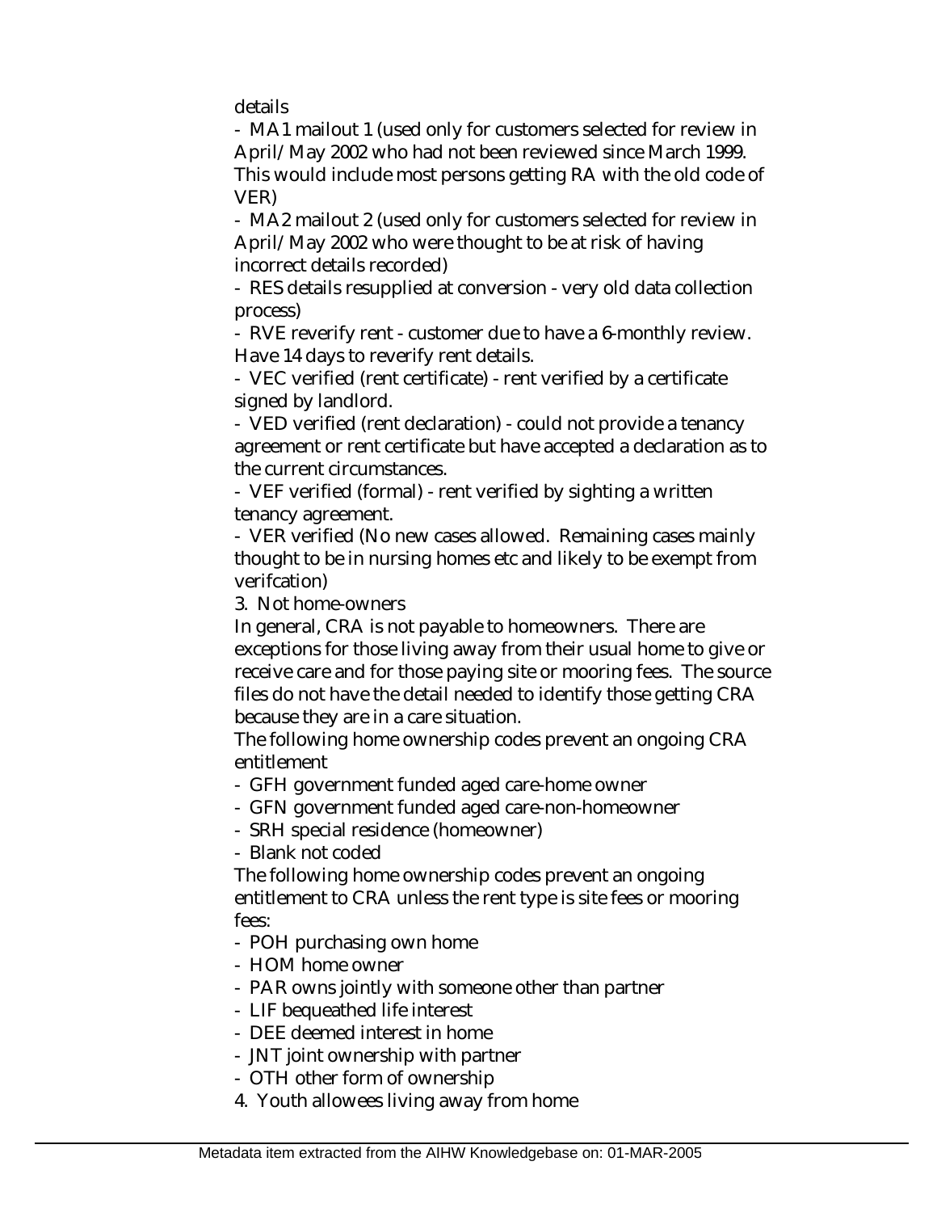details

- MA1 mailout 1 (used only for customers selected for review in April/May 2002 who had not been reviewed since March 1999. This would include most persons getting RA with the old code of VER)
- MA2 mailout 2 (used only for customers selected for review in April/May 2002 who were thought to be at risk of having incorrect details recorded)
- RES details resupplied at conversion - very old data collection process)
- RVE reverify rent - customer due to have a 6-monthly review. Have 14 days to reverify rent details.
- VEC verified (rent certificate) - rent verified by a certificate signed by landlord.
- VED verified (rent declaration) - could not provide a tenancy agreement or rent certificate but have accepted a declaration as to the current circumstances.
- VEF verified (formal) - rent verified by sighting a written tenancy agreement.
- VER verified (No new cases allowed. Remaining cases mainly thought to be in nursing homes etc and likely to be exempt from verifcation)

3. Not home-owners

In general, CRA is not payable to homeowners. There are exceptions for those living away from their usual home to give or receive care and for those paying site or mooring fees. The source files do not have the detail needed to identify those getting CRA because they are in a care situation.

The following home ownership codes prevent an ongoing CRA entitlement

- GFH government funded aged care-home owner
- GFN government funded aged care-non-homeowner
- SRH special residence (homeowner)
- Blank not coded

The following home ownership codes prevent an ongoing entitlement to CRA unless the rent type is site fees or mooring fees:

- POH purchasing own home
- HOM home owner
- PAR owns jointly with someone other than partner
- LIF bequeathed life interest
- DEE deemed interest in home
- JNT joint ownership with partner
- OTH other form of ownership

4. Youth allowees living away from home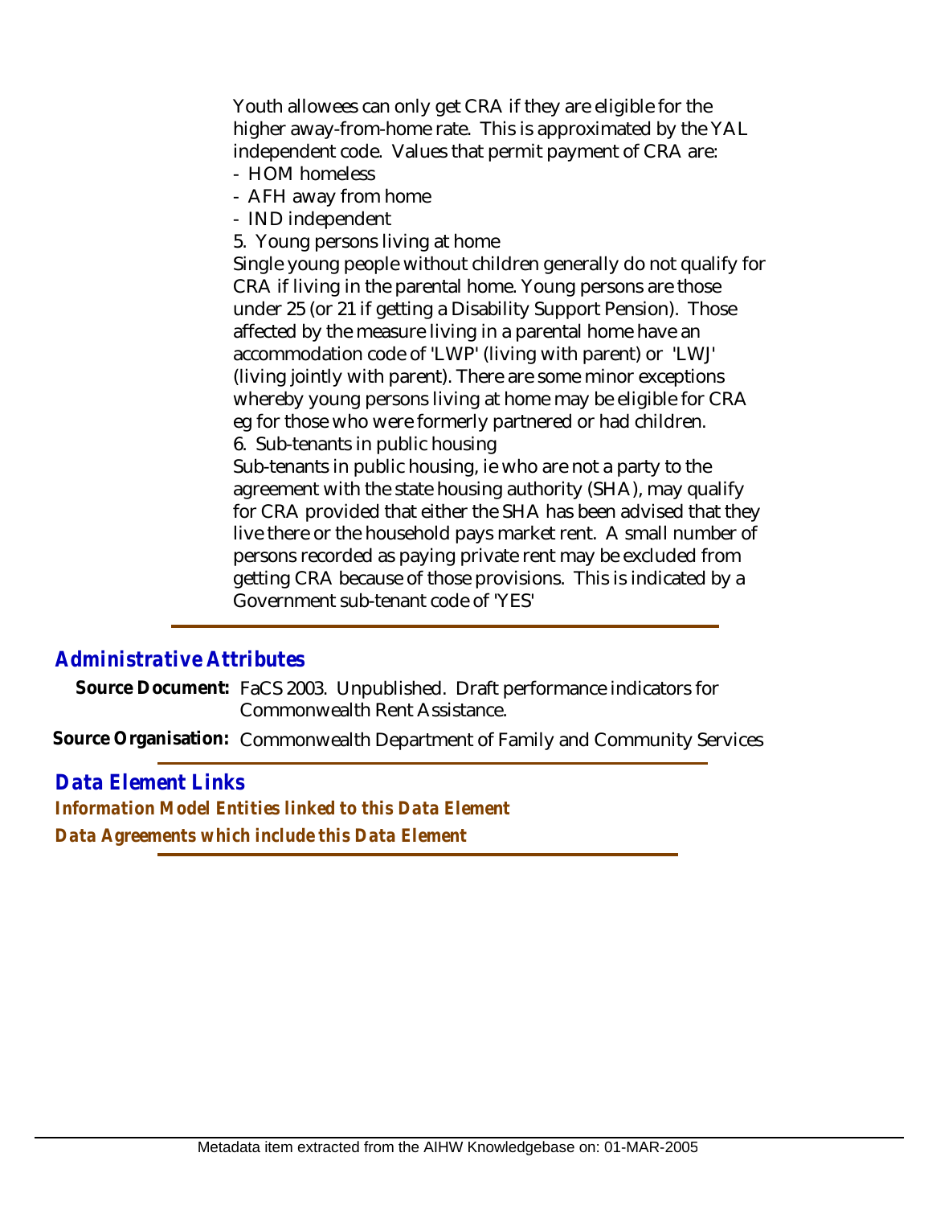Youth allowees can only get CRA if they are eligible for the higher away-from-home rate. This is approximated by the YAL independent code. Values that permit payment of CRA are:

- HOM homeless
- AFH away from home
- IND independent

5. Young persons living at home

Single young people without children generally do not qualify for CRA if living in the parental home. Young persons are those under 25 (or 21 if getting a Disability Support Pension). Those affected by the measure living in a parental home have an accommodation code of 'LWP' (living with parent) or 'LWJ' (living jointly with parent). There are some minor exceptions whereby young persons living at home may be eligible for CRA eg for those who were formerly partnered or had children.

6. Sub-tenants in public housing

Sub-tenants in public housing, ie who are not a party to the agreement with the state housing authority (SHA), may qualify for CRA provided that either the SHA has been advised that they live there or the household pays market rent. A small number of persons recorded as paying private rent may be excluded from getting CRA because of those provisions. This is indicated by a Government sub-tenant code of 'YES'

## Administrative Attributes

**Source Document:** FaCS 2003. Unpublished. Draft performance indicators for Commonwealth Rent Assistance.

**Source Organisation:** Commonwealth Department of Family and Community Services

## Data Element Links

### Information Model Entities linked to this Data Element

### Data Agreements which include this Data Element